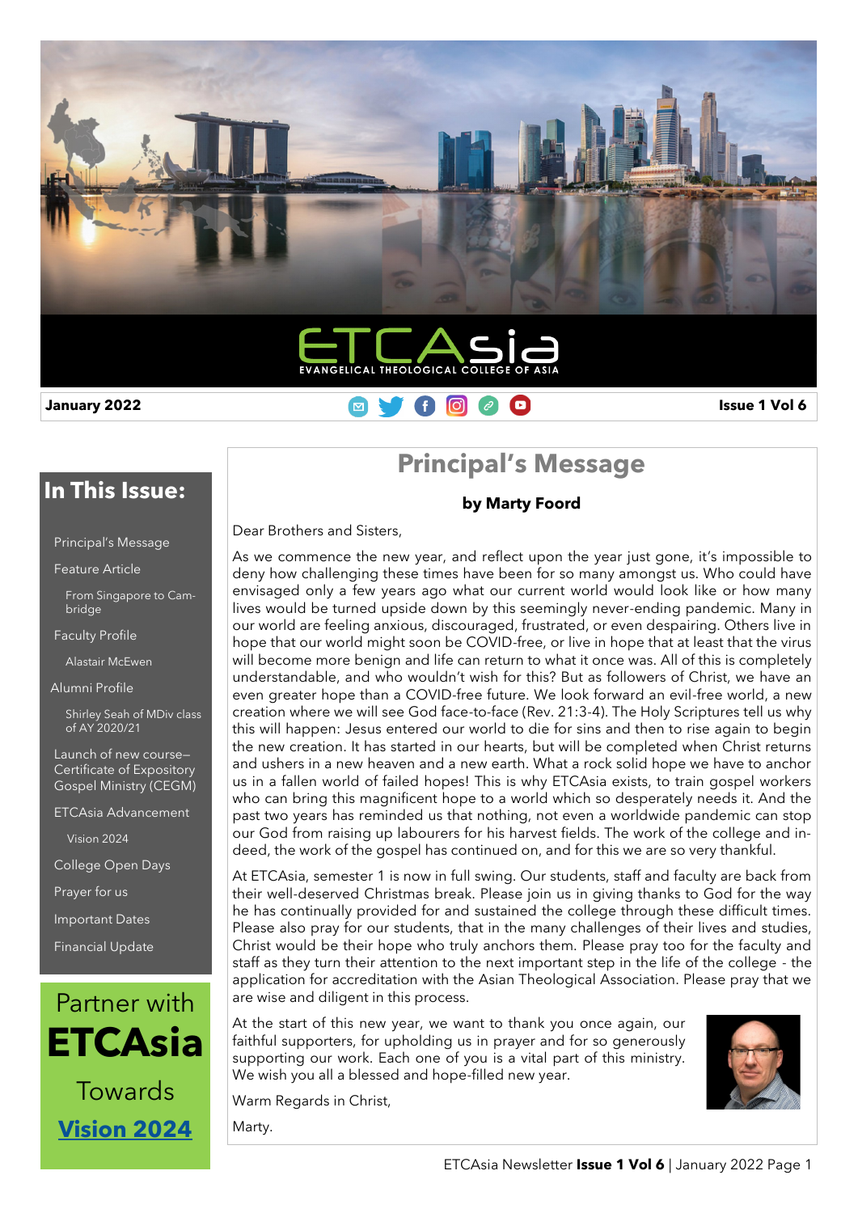ETCAsia

EVANGELICAL THEOLOGICAL COLLEGE OF ASIA

**January 2022** **Issue 1 Vol 6**

## In This Issue:

- Principal's Message
- Feature Article
  - From Singapore to Cambridge
- Faculty Profile
  - Alastair McEwen
- Alumni Profile
  - Shirley Seah of MDiv class of AY 2020/21
- Launch of new course—Certificate of Expository Gospel Ministry (CEGM)
- ETCAsia Advancement
  - Vision 2024
- College Open Days
- Prayer for us
- Important Dates
- Financial Update

Partner with **ETCAsia** Towards **Vision 2024**

# Principal's Message

**by Marty Foord**

Dear Brothers and Sisters,

As we commence the new year, and reflect upon the year just gone, it's impossible to deny how challenging these times have been for so many amongst us. Who could have envisaged only a few years ago what our current world would look like or how many lives would be turned upside down by this seemingly never-ending pandemic. Many in our world are feeling anxious, discouraged, frustrated, or even despairing. Others live in hope that our world might soon be COVID-free, or live in hope that at least that the virus will become more benign and life can return to what it once was. All of this is completely understandable, and who wouldn't wish for this? But as followers of Christ, we have an even greater hope than a COVID-free future. We look forward an evil-free world, a new creation where we will see God face-to-face (Rev. 21:3-4). The Holy Scriptures tell us why this will happen: Jesus entered our world to die for sins and then to rise again to begin the new creation. It has started in our hearts, but will be completed when Christ returns and ushers in a new heaven and a new earth. What a rock solid hope we have to anchor us in a fallen world of failed hopes! This is why ETCAsia exists, to train gospel workers who can bring this magnificent hope to a world which so desperately needs it. And the past two years has reminded us that nothing, not even a worldwide pandemic can stop our God from raising up labourers for his harvest fields. The work of the college and indeed, the work of the gospel has continued on, and for this we are so very thankful.

At ETCAsia, semester 1 is now in full swing. Our students, staff and faculty are back from their well-deserved Christmas break. Please join us in giving thanks to God for the way he has continually provided for and sustained the college through these difficult times. Please also pray for our students, that in the many challenges of their lives and studies, Christ would be their hope who truly anchors them. Please pray too for the faculty and staff as they turn their attention to the next important step in the life of the college - the application for accreditation with the Asian Theological Association. Please pray that we are wise and diligent in this process.

At the start of this new year, we want to thank you once again, our faithful supporters, for upholding us in prayer and for so generously supporting our work. Each one of you is a vital part of this ministry. We wish you all a blessed and hope-filled new year.

Warm Regards in Christ,

Marty.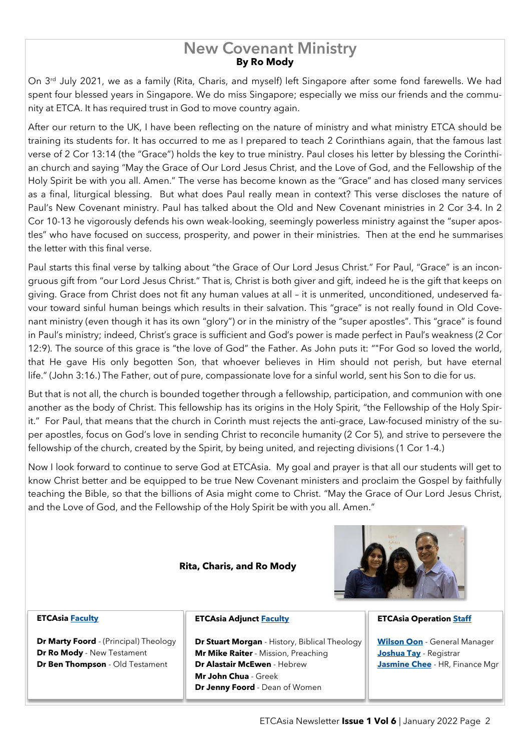# New Covenant Ministry

**By Ro Mody**

On 3rd July 2021, we as a family (Rita, Charis, and myself) left Singapore after some fond farewells. We had spent four blessed years in Singapore. We do miss Singapore; especially we miss our friends and the community at ETCA. It has required trust in God to move country again.

After our return to the UK, I have been reflecting on the nature of ministry and what ministry ETCA should be training its students for. It has occurred to me as I prepared to teach 2 Corinthians again, that the famous last verse of 2 Cor 13:14 (the "Grace") holds the key to true ministry. Paul closes his letter by blessing the Corinthian church and saying "May the Grace of Our Lord Jesus Christ, and the Love of God, and the Fellowship of the Holy Spirit be with you all. Amen." The verse has become known as the "Grace" and has closed many services as a final, liturgical blessing. But what does Paul really mean in context? This verse discloses the nature of Paul's New Covenant ministry. Paul has talked about the Old and New Covenant ministries in 2 Cor 3-4. In 2 Cor 10-13 he vigorously defends his own weak-looking, seemingly powerless ministry against the "super apostles" who have focused on success, prosperity, and power in their ministries. Then at the end he summarises the letter with this final verse.

Paul starts this final verse by talking about "the Grace of Our Lord Jesus Christ." For Paul, "Grace" is an incongruous gift from "our Lord Jesus Christ." That is, Christ is both giver and gift, indeed he is the gift that keeps on giving. Grace from Christ does not fit any human values at all – it is unmerited, unconditioned, undeserved favour toward sinful human beings which results in their salvation. This "grace" is not really found in Old Covenant ministry (even though it has its own "glory") or in the ministry of the "super apostles". This "grace" is found in Paul's ministry; indeed, Christ's grace is sufficient and God's power is made perfect in Paul's weakness (2 Cor 12:9). The source of this grace is "the love of God" the Father. As John puts it: ""For God so loved the world, that He gave His only begotten Son, that whoever believes in Him should not perish, but have eternal life." (John 3:16.) The Father, out of pure, compassionate love for a sinful world, sent his Son to die for us.

But that is not all, the church is bounded together through a fellowship, participation, and communion with one another as the body of Christ. This fellowship has its origins in the Holy Spirit, "the Fellowship of the Holy Spirit." For Paul, that means that the church in Corinth must rejects the anti-grace, Law-focused ministry of the super apostles, focus on God's love in sending Christ to reconcile humanity (2 Cor 5), and strive to persevere the fellowship of the church, created by the Spirit, by being united, and rejecting divisions (1 Cor 1-4.)

Now I look forward to continue to serve God at ETCAsia. My goal and prayer is that all our students will get to know Christ better and be equipped to be true New Covenant ministers and proclaim the Gospel by faithfully teaching the Bible, so that the billions of Asia might come to Christ. "May the Grace of Our Lord Jesus Christ, and the Love of God, and the Fellowship of the Holy Spirit be with you all. Amen."

**Rita, Charis, and Ro Mody**

**ETCAsia Faculty**

**Dr Marty Foord** - (Principal) Theology
**Dr Ro Mody** - New Testament
**Dr Ben Thompson** - Old Testament

**ETCAsia Adjunct Faculty**

**Dr Stuart Morgan** - History, Biblical Theology
**Mr Mike Raiter** - Mission, Preaching
**Dr Alastair McEwen** - Hebrew
**Mr John Chua** - Greek
**Dr Jenny Foord** - Dean of Women

**ETCAsia Operation Staff**

**Wilson Oon** - General Manager
**Joshua Tay** - Registrar
**Jasmine Chee** - HR, Finance Mgr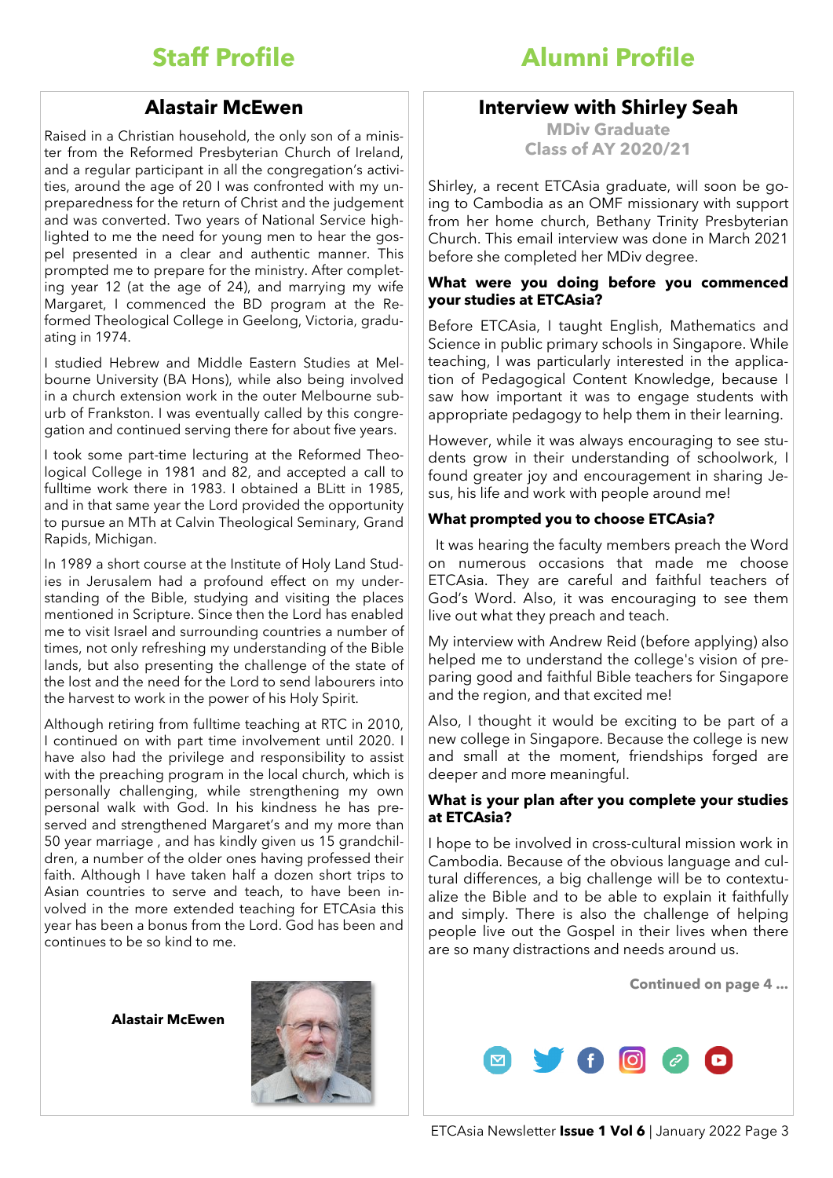# Staff Profile

## Alastair McEwen

Raised in a Christian household, the only son of a minister from the Reformed Presbyterian Church of Ireland, and a regular participant in all the congregation's activities, around the age of 20 I was confronted with my unpreparedness for the return of Christ and the judgement and was converted. Two years of National Service highlighted to me the need for young men to hear the gospel presented in a clear and authentic manner. This prompted me to prepare for the ministry. After completing year 12 (at the age of 24), and marrying my wife Margaret, I commenced the BD program at the Reformed Theological College in Geelong, Victoria, graduating in 1974.

I studied Hebrew and Middle Eastern Studies at Melbourne University (BA Hons), while also being involved in a church extension work in the outer Melbourne suburb of Frankston. I was eventually called by this congregation and continued serving there for about five years.

I took some part-time lecturing at the Reformed Theological College in 1981 and 82, and accepted a call to fulltime work there in 1983. I obtained a BLitt in 1985, and in that same year the Lord provided the opportunity to pursue an MTh at Calvin Theological Seminary, Grand Rapids, Michigan.

In 1989 a short course at the Institute of Holy Land Studies in Jerusalem had a profound effect on my understanding of the Bible, studying and visiting the places mentioned in Scripture. Since then the Lord has enabled me to visit Israel and surrounding countries a number of times, not only refreshing my understanding of the Bible lands, but also presenting the challenge of the state of the lost and the need for the Lord to send labourers into the harvest to work in the power of his Holy Spirit.

Although retiring from fulltime teaching at RTC in 2010, I continued on with part time involvement until 2020. I have also had the privilege and responsibility to assist with the preaching program in the local church, which is personally challenging, while strengthening my own personal walk with God. In his kindness he has preserved and strengthened Margaret's and my more than 50 year marriage , and has kindly given us 15 grandchildren, a number of the older ones having professed their faith. Although I have taken half a dozen short trips to Asian countries to serve and teach, to have been involved in the more extended teaching for ETCAsia this year has been a bonus from the Lord. God has been and continues to be so kind to me.

**Alastair McEwen**

# Alumni Profile

## Interview with Shirley Seah

**MDiv Graduate**
**Class of AY 2020/21**

Shirley, a recent ETCAsia graduate, will soon be going to Cambodia as an OMF missionary with support from her home church, Bethany Trinity Presbyterian Church. This email interview was done in March 2021 before she completed her MDiv degree.

**What were you doing before you commenced your studies at ETCAsia?**

Before ETCAsia, I taught English, Mathematics and Science in public primary schools in Singapore. While teaching, I was particularly interested in the application of Pedagogical Content Knowledge, because I saw how important it was to engage students with appropriate pedagogy to help them in their learning.

However, while it was always encouraging to see students grow in their understanding of schoolwork, I found greater joy and encouragement in sharing Jesus, his life and work with people around me!

**What prompted you to choose ETCAsia?**

It was hearing the faculty members preach the Word on numerous occasions that made me choose ETCAsia. They are careful and faithful teachers of God's Word. Also, it was encouraging to see them live out what they preach and teach.

My interview with Andrew Reid (before applying) also helped me to understand the college's vision of preparing good and faithful Bible teachers for Singapore and the region, and that excited me!

Also, I thought it would be exciting to be part of a new college in Singapore. Because the college is new and small at the moment, friendships forged are deeper and more meaningful.

**What is your plan after you complete your studies at ETCAsia?**

I hope to be involved in cross-cultural mission work in Cambodia. Because of the obvious language and cultural differences, a big challenge will be to contextualize the Bible and to be able to explain it faithfully and simply. There is also the challenge of helping people live out the Gospel in their lives when there are so many distractions and needs around us.

**Continued on page 4 ...**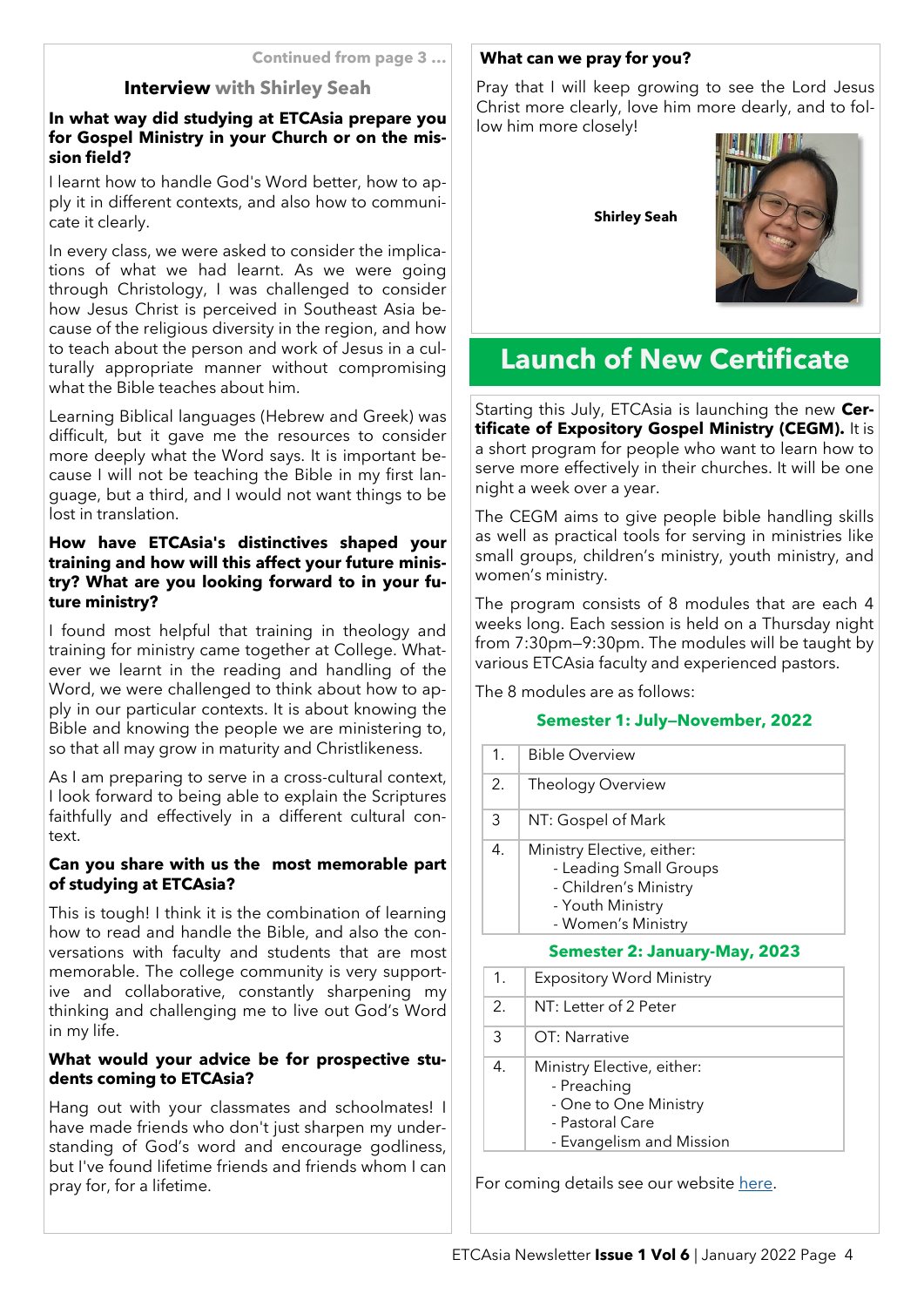Continued from page 3 ...

## Interview with Shirley Seah

**In what way did studying at ETCAsia prepare you for Gospel Ministry in your Church or on the mission field?**

I learnt how to handle God's Word better, how to apply it in different contexts, and also how to communicate it clearly.

In every class, we were asked to consider the implications of what we had learnt. As we were going through Christology, I was challenged to consider how Jesus Christ is perceived in Southeast Asia because of the religious diversity in the region, and how to teach about the person and work of Jesus in a culturally appropriate manner without compromising what the Bible teaches about him.

Learning Biblical languages (Hebrew and Greek) was difficult, but it gave me the resources to consider more deeply what the Word says. It is important because I will not be teaching the Bible in my first language, but a third, and I would not want things to be lost in translation.

**How have ETCAsia's distinctives shaped your training and how will this affect your future ministry? What are you looking forward to in your future ministry?**

I found most helpful that training in theology and training for ministry came together at College. Whatever we learnt in the reading and handling of the Word, we were challenged to think about how to apply in our particular contexts. It is about knowing the Bible and knowing the people we are ministering to, so that all may grow in maturity and Christlikeness.

As I am preparing to serve in a cross-cultural context, I look forward to being able to explain the Scriptures faithfully and effectively in a different cultural context.

**Can you share with us the most memorable part of studying at ETCAsia?**

This is tough! I think it is the combination of learning how to read and handle the Bible, and also the conversations with faculty and students that are most memorable. The college community is very supportive and collaborative, constantly sharpening my thinking and challenging me to live out God's Word in my life.

**What would your advice be for prospective students coming to ETCAsia?**

Hang out with your classmates and schoolmates! I have made friends who don't just sharpen my understanding of God's word and encourage godliness, but I've found lifetime friends and friends whom I can pray for, for a lifetime.

**What can we pray for you?**

Pray that I will keep growing to see the Lord Jesus Christ more clearly, love him more dearly, and to follow him more closely!

**Shirley Seah**

# Launch of New Certificate

Starting this July, ETCAsia is launching the new **Certificate of Expository Gospel Ministry (CEGM).** It is a short program for people who want to learn how to serve more effectively in their churches. It will be one night a week over a year.

The CEGM aims to give people bible handling skills as well as practical tools for serving in ministries like small groups, children's ministry, youth ministry, and women's ministry.

The program consists of 8 modules that are each 4 weeks long. Each session is held on a Thursday night from 7:30pm—9:30pm. The modules will be taught by various ETCAsia faculty and experienced pastors.

The 8 modules are as follows:

**Semester 1: July–November, 2022**

| | |
|---|---|
| 1. | Bible Overview |
| 2. | Theology Overview |
| 3 | NT: Gospel of Mark |
| 4. | Ministry Elective, either:<br>- Leading Small Groups<br>- Children's Ministry<br>- Youth Ministry<br>- Women's Ministry |

**Semester 2: January-May, 2023**

| | |
|---|---|
| 1. | Expository Word Ministry |
| 2. | NT: Letter of 2 Peter |
| 3 | OT: Narrative |
| 4. | Ministry Elective, either:<br>- Preaching<br>- One to One Ministry<br>- Pastoral Care<br>- Evangelism and Mission |

For coming details see our website here.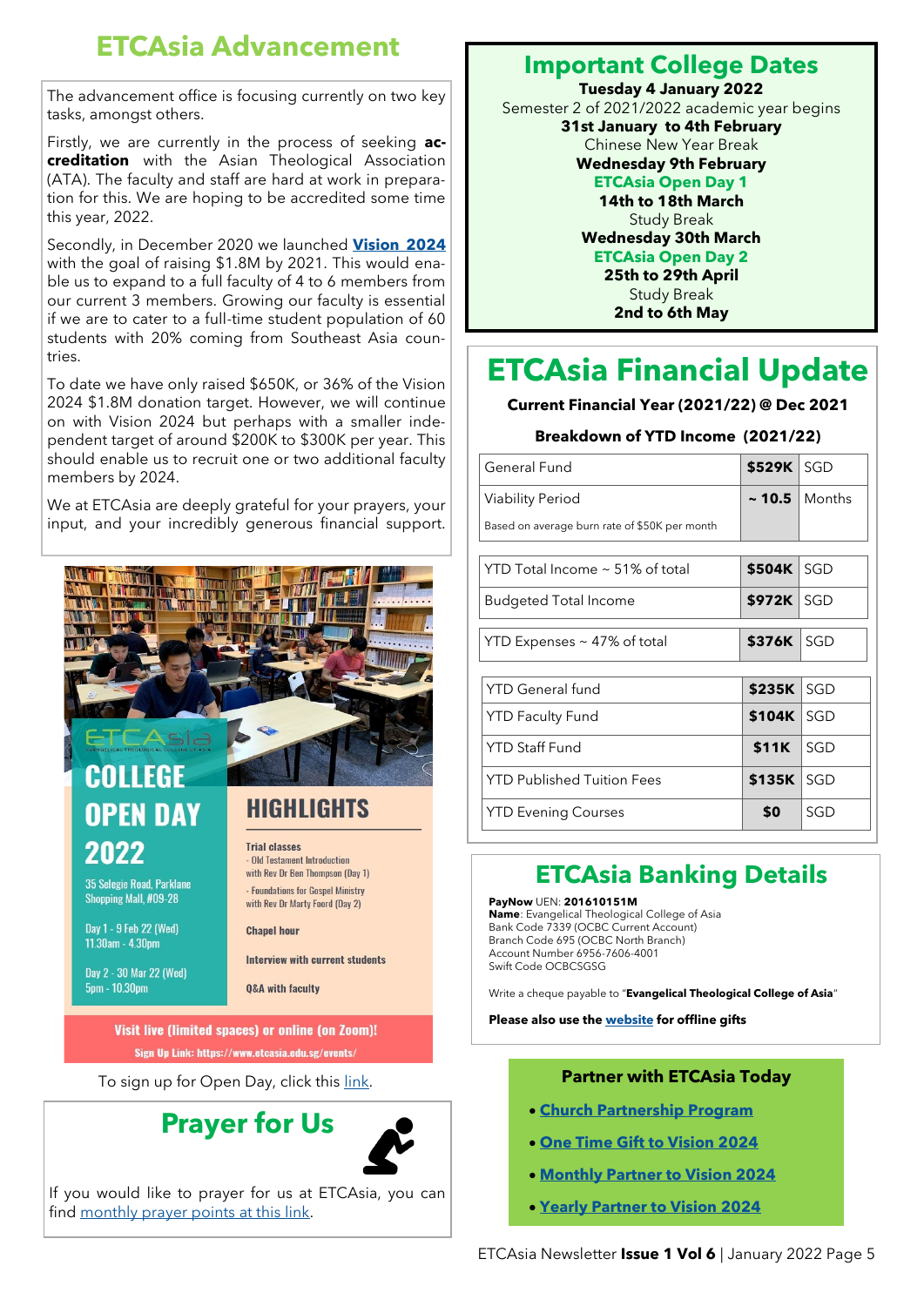## ETCAsia Advancement

The advancement office is focusing currently on two key tasks, amongst others.

Firstly, we are currently in the process of seeking **accreditation** with the Asian Theological Association (ATA). The faculty and staff are hard at work in preparation for this. We are hoping to be accredited some time this year, 2022.

Secondly, in December 2020 we launched **Vision 2024** with the goal of raising $1.8M by 2021. This would enable us to expand to a full faculty of 4 to 6 members from our current 3 members. Growing our faculty is essential if we are to cater to a full-time student population of 60 students with 20% coming from Southeast Asia countries.

To date we have only raised $650K, or 36% of the Vision 2024 $1.8M donation target. However, we will continue on with Vision 2024 but perhaps with a smaller independent target of around $200K to $300K per year. This should enable us to recruit one or two additional faculty members by 2024.

We at ETCAsia are deeply grateful for your prayers, your input, and your incredibly generous financial support.

ETCAsia
EVANGELICAL THEOLOGICAL COLLEGE OF ASIA

**COLLEGE OPEN DAY 2022**

35 Selegie Road, Parklane Shopping Mall, #09-28

Day 1 - 9 Feb 22 (Wed) 11.30am - 4.30pm

Day 2 - 30 Mar 22 (Wed) 5pm - 10.30pm

**HIGHLIGHTS**

**Trial classes**
- Old Testament Introduction with Rev Dr Ben Thompson (Day 1)
- Foundations for Gospel Ministry with Rev Dr Marty Foord (Day 2)

**Chapel hour**

**Interview with current students**

**Q&A with faculty**

**Visit live (limited spaces) or online (on Zoom)!**

**Sign Up Link: https://www.etcasia.edu.sg/events/**

To sign up for Open Day, click this link.

## Prayer for Us

If you would like to prayer for us at ETCAsia, you can find monthly prayer points at this link.

## Important College Dates

**Tuesday 4 January 2022**
Semester 2 of 2021/2022 academic year begins

**31st January to 4th February**
Chinese New Year Break

**Wednesday 9th February**
**ETCAsia Open Day 1**

**14th to 18th March**
Study Break

**Wednesday 30th March**
**ETCAsia Open Day 2**

**25th to 29th April**
Study Break

**2nd to 6th May**

## ETCAsia Financial Update

**Current Financial Year (2021/22) @ Dec 2021**

**Breakdown of YTD Income (2021/22)**

| | | |
|---|---|---|
| General Fund | **$529K** | SGD |
| Viability Period<br>Based on average burn rate of $50K per month | **~ 10.5** | Months |
| YTD Total Income ~ 51% of total | **$504K** | SGD |
| Budgeted Total Income | **$972K** | SGD |
| YTD Expenses ~ 47% of total | **$376K** | SGD |
| YTD General fund | **$235K** | SGD |
| YTD Faculty Fund | **$104K** | SGD |
| YTD Staff Fund | **$11K** | SGD |
| YTD Published Tuition Fees | **$135K** | SGD |
| YTD Evening Courses | **$0** | SGD |

## ETCAsia Banking Details

**PayNow** UEN: **201610151M**
**Name**: Evangelical Theological College of Asia
Bank Code 7339 (OCBC Current Account)
Branch Code 695 (OCBC North Branch)
Account Number 6956-7606-4001
Swift Code OCBCSGSG

Write a cheque payable to "**Evangelical Theological College of Asia**"

**Please also use the website for offline gifts**

### Partner with ETCAsia Today

- **Church Partnership Program**
- **One Time Gift to Vision 2024**
- **Monthly Partner to Vision 2024**
- **Yearly Partner to Vision 2024**